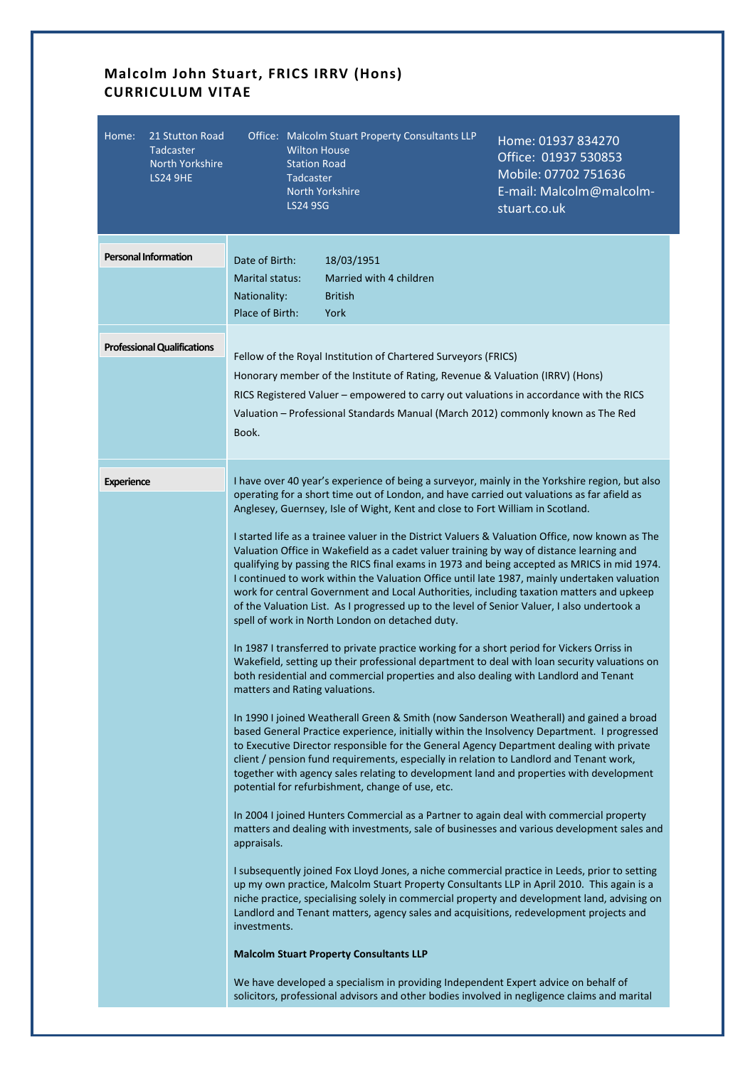# Malcolm John Stuart, FRICS IRRV (Hons)
# CURRICULUM VITAE

| Home: | Office: | |
|---|---|---|
| 21 Stutton Road<br>Tadcaster<br>North Yorkshire<br>LS24 9HE | Malcolm Stuart Property Consultants LLP<br>Wilton House<br>Station Road<br>Tadcaster<br>North Yorkshire<br>LS24 9SG | Home: 01937 834270<br>Office: 01937 530853<br>Mobile: 07702 751636<br>E-mail: Malcolm@malcolm-stuart.co.uk |

## Personal Information

| | |
|---|---|
| Date of Birth: | 18/03/1951 |
| Marital status: | Married with 4 children |
| Nationality: | British |
| Place of Birth: | York |

## Professional Qualifications

Fellow of the Royal Institution of Chartered Surveyors (FRICS)

Honorary member of the Institute of Rating, Revenue & Valuation (IRRV) (Hons)

RICS Registered Valuer – empowered to carry out valuations in accordance with the RICS Valuation – Professional Standards Manual (March 2012) commonly known as The Red Book.

## Experience

I have over 40 year's experience of being a surveyor, mainly in the Yorkshire region, but also operating for a short time out of London, and have carried out valuations as far afield as Anglesey, Guernsey, Isle of Wight, Kent and close to Fort William in Scotland.

I started life as a trainee valuer in the District Valuers & Valuation Office, now known as The Valuation Office in Wakefield as a cadet valuer training by way of distance learning and qualifying by passing the RICS final exams in 1973 and being accepted as MRICS in mid 1974. I continued to work within the Valuation Office until late 1987, mainly undertaken valuation work for central Government and Local Authorities, including taxation matters and upkeep of the Valuation List. As I progressed up to the level of Senior Valuer, I also undertook a spell of work in North London on detached duty.

In 1987 I transferred to private practice working for a short period for Vickers Orriss in Wakefield, setting up their professional department to deal with loan security valuations on both residential and commercial properties and also dealing with Landlord and Tenant matters and Rating valuations.

In 1990 I joined Weatherall Green & Smith (now Sanderson Weatherall) and gained a broad based General Practice experience, initially within the Insolvency Department. I progressed to Executive Director responsible for the General Agency Department dealing with private client / pension fund requirements, especially in relation to Landlord and Tenant work, together with agency sales relating to development land and properties with development potential for refurbishment, change of use, etc.

In 2004 I joined Hunters Commercial as a Partner to again deal with commercial property matters and dealing with investments, sale of businesses and various development sales and appraisals.

I subsequently joined Fox Lloyd Jones, a niche commercial practice in Leeds, prior to setting up my own practice, Malcolm Stuart Property Consultants LLP in April 2010. This again is a niche practice, specialising solely in commercial property and development land, advising on Landlord and Tenant matters, agency sales and acquisitions, redevelopment projects and investments.

**Malcolm Stuart Property Consultants LLP**

We have developed a specialism in providing Independent Expert advice on behalf of solicitors, professional advisors and other bodies involved in negligence claims and marital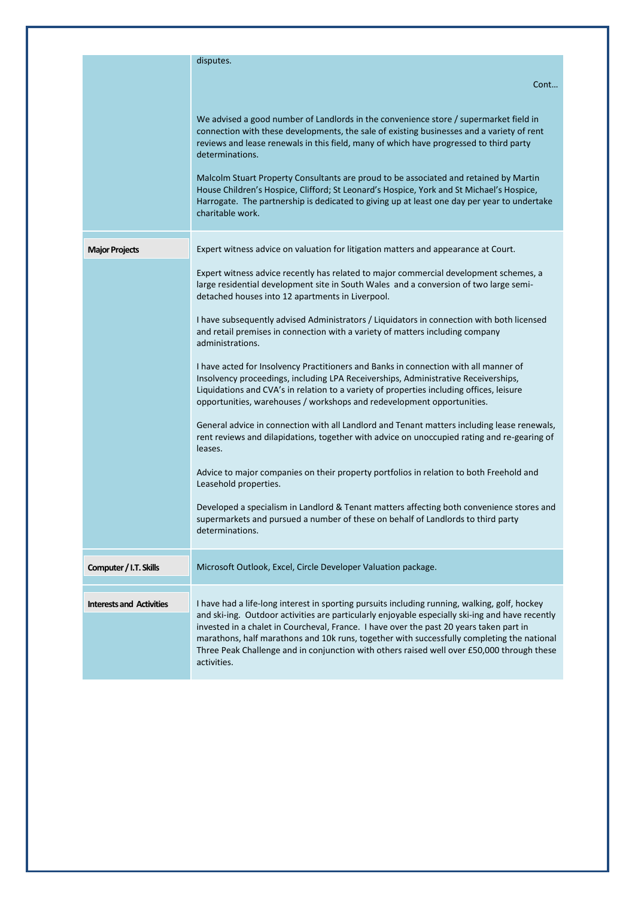| | |
|---|---|
| | disputes.<br><br>Cont…<br><br>We advised a good number of Landlords in the convenience store / supermarket field in connection with these developments, the sale of existing businesses and a variety of rent reviews and lease renewals in this field, many of which have progressed to third party determinations.<br><br>Malcolm Stuart Property Consultants are proud to be associated and retained by Martin House Children's Hospice, Clifford; St Leonard's Hospice, York and St Michael's Hospice, Harrogate. The partnership is dedicated to giving up at least one day per year to undertake charitable work. |
| **Major Projects** | Expert witness advice on valuation for litigation matters and appearance at Court.<br><br>Expert witness advice recently has related to major commercial development schemes, a large residential development site in South Wales and a conversion of two large semi-detached houses into 12 apartments in Liverpool.<br><br>I have subsequently advised Administrators / Liquidators in connection with both licensed and retail premises in connection with a variety of matters including company administrations.<br><br>I have acted for Insolvency Practitioners and Banks in connection with all manner of Insolvency proceedings, including LPA Receiverships, Administrative Receiverships, Liquidations and CVA's in relation to a variety of properties including offices, leisure opportunities, warehouses / workshops and redevelopment opportunities.<br><br>General advice in connection with all Landlord and Tenant matters including lease renewals, rent reviews and dilapidations, together with advice on unoccupied rating and re-gearing of leases.<br><br>Advice to major companies on their property portfolios in relation to both Freehold and Leasehold properties.<br><br>Developed a specialism in Landlord & Tenant matters affecting both convenience stores and supermarkets and pursued a number of these on behalf of Landlords to third party determinations. |
| **Computer / I.T. Skills** | Microsoft Outlook, Excel, Circle Developer Valuation package. |
| **Interests and Activities** | I have had a life-long interest in sporting pursuits including running, walking, golf, hockey and ski-ing. Outdoor activities are particularly enjoyable especially ski-ing and have recently invested in a chalet in Courcheval, France. I have over the past 20 years taken part in marathons, half marathons and 10k runs, together with successfully completing the national Three Peak Challenge and in conjunction with others raised well over £50,000 through these activities. |